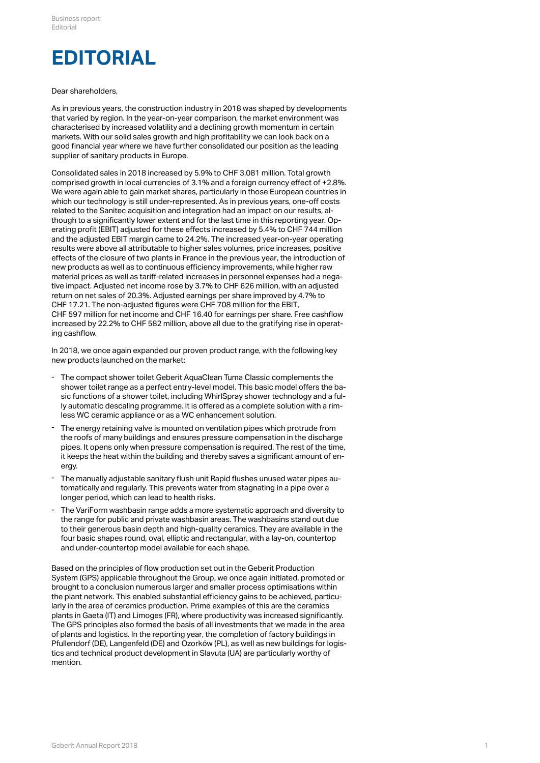# EDITORIAL

Dear shareholders,

As in previous years, the construction industry in 2018 was shaped by developments that varied by region. In the year-on-year comparison, the market environment was characterised by increased volatility and a declining growth momentum in certain markets. With our solid sales growth and high profitability we can look back on a good financial year where we have further consolidated our position as the leading supplier of sanitary products in Europe.

Consolidated sales in 2018 increased by 5.9% to CHF 3,081 million. Total growth comprised growth in local currencies of 3.1% and a foreign currency effect of +2.8%. We were again able to gain market shares, particularly in those European countries in which our technology is still under-represented. As in previous years, one-off costs related to the Sanitec acquisition and integration had an impact on our results, although to a significantly lower extent and for the last time in this reporting year. Operating profit (EBIT) adjusted for these effects increased by 5.4% to CHF 744 million and the adjusted EBIT margin came to 24.2%. The increased year-on-year operating results were above all attributable to higher sales volumes, price increases, positive effects of the closure of two plants in France in the previous year, the introduction of new products as well as to continuous efficiency improvements, while higher raw material prices as well as tariff-related increases in personnel expenses had a negative impact. Adjusted net income rose by 3.7% to CHF 626 million, with an adjusted return on net sales of 20.3%. Adjusted earnings per share improved by 4.7% to CHF 17.21. The non-adjusted figures were CHF 708 million for the EBIT, CHF 597 million for net income and CHF 16.40 for earnings per share. Free cashflow increased by 22.2% to CHF 582 million, above all due to the gratifying rise in operating cashflow.

In 2018, we once again expanded our proven product range, with the following key new products launched on the market:

- The compact shower toilet Geberit AquaClean Tuma Classic complements the shower toilet range as a perfect entry-level model. This basic model offers the basic functions of a shower toilet, including WhirlSpray shower technology and a fully automatic descaling programme. It is offered as a complete solution with a rimless WC ceramic appliance or as a WC enhancement solution.
- The energy retaining valve is mounted on ventilation pipes which protrude from the roofs of many buildings and ensures pressure compensation in the discharge pipes. It opens only when pressure compensation is required. The rest of the time, it keeps the heat within the building and thereby saves a significant amount of energy.
- The manually adjustable sanitary flush unit Rapid flushes unused water pipes automatically and regularly. This prevents water from stagnating in a pipe over a longer period, which can lead to health risks.
- The VariForm washbasin range adds a more systematic approach and diversity to the range for public and private washbasin areas. The washbasins stand out due to their generous basin depth and high-quality ceramics. They are available in the four basic shapes round, oval, elliptic and rectangular, with a lay-on, countertop and under-countertop model available for each shape.

Based on the principles of flow production set out in the Geberit Production System (GPS) applicable throughout the Group, we once again initiated, promoted or brought to a conclusion numerous larger and smaller process optimisations within the plant network. This enabled substantial efficiency gains to be achieved, particularly in the area of ceramics production. Prime examples of this are the ceramics plants in Gaeta (IT) and Limoges (FR), where productivity was increased significantly. The GPS principles also formed the basis of all investments that we made in the area of plants and logistics. In the reporting year, the completion of factory buildings in Pfullendorf (DE), Langenfeld (DE) and Ozorków (PL), as well as new buildings for logistics and technical product development in Slavuta (UA) are particularly worthy of mention.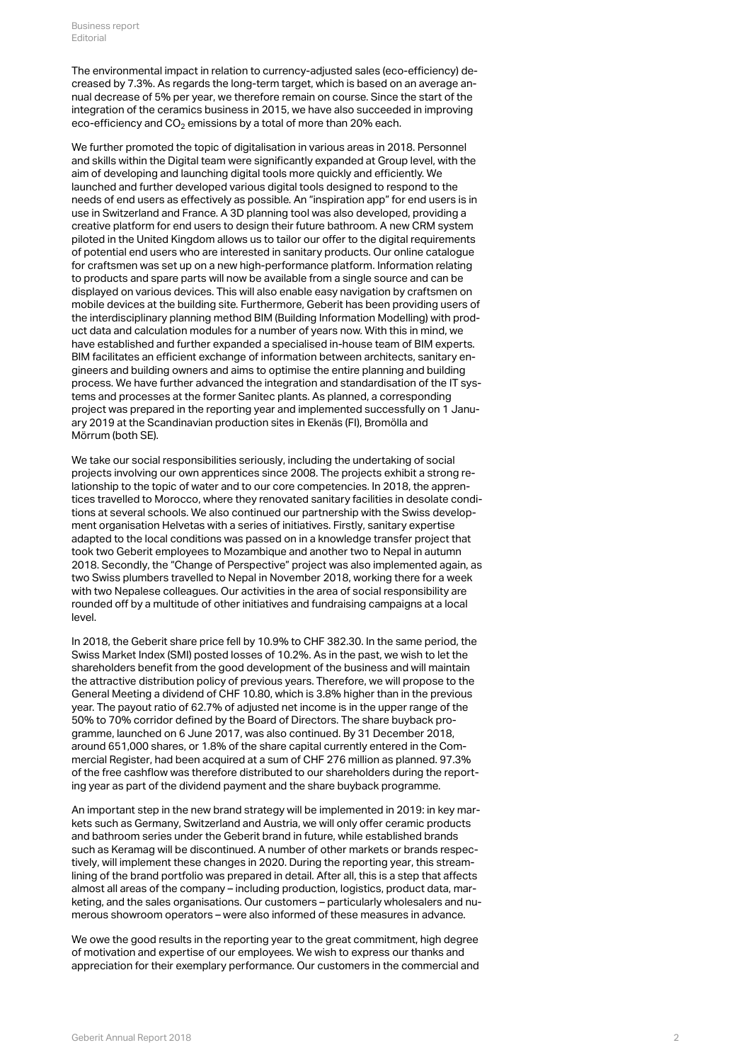The environmental impact in relation to currency-adjusted sales (eco-efficiency) decreased by 7.3%. As regards the long-term target, which is based on an average annual decrease of 5% per year, we therefore remain on course. Since the start of the integration of the ceramics business in 2015, we have also succeeded in improving eco-efficiency and $CO_2$ emissions by a total of more than 20% each.

We further promoted the topic of digitalisation in various areas in 2018. Personnel and skills within the Digital team were significantly expanded at Group level, with the aim of developing and launching digital tools more quickly and efficiently. We launched and further developed various digital tools designed to respond to the needs of end users as effectively as possible. An "inspiration app" for end users is in use in Switzerland and France. A 3D planning tool was also developed, providing a creative platform for end users to design their future bathroom. A new CRM system piloted in the United Kingdom allows us to tailor our offer to the digital requirements of potential end users who are interested in sanitary products. Our online catalogue for craftsmen was set up on a new high-performance platform. Information relating to products and spare parts will now be available from a single source and can be displayed on various devices. This will also enable easy navigation by craftsmen on mobile devices at the building site. Furthermore, Geberit has been providing users of the interdisciplinary planning method BIM (Building Information Modelling) with product data and calculation modules for a number of years now. With this in mind, we have established and further expanded a specialised in-house team of BIM experts. BIM facilitates an efficient exchange of information between architects, sanitary engineers and building owners and aims to optimise the entire planning and building process. We have further advanced the integration and standardisation of the IT systems and processes at the former Sanitec plants. As planned, a corresponding project was prepared in the reporting year and implemented successfully on 1 January 2019 at the Scandinavian production sites in Ekenäs (FI), Bromölla and Mörrum (both SE).

We take our social responsibilities seriously, including the undertaking of social projects involving our own apprentices since 2008. The projects exhibit a strong relationship to the topic of water and to our core competencies. In 2018, the apprentices travelled to Morocco, where they renovated sanitary facilities in desolate conditions at several schools. We also continued our partnership with the Swiss development organisation Helvetas with a series of initiatives. Firstly, sanitary expertise adapted to the local conditions was passed on in a knowledge transfer project that took two Geberit employees to Mozambique and another two to Nepal in autumn 2018. Secondly, the "Change of Perspective" project was also implemented again, as two Swiss plumbers travelled to Nepal in November 2018, working there for a week with two Nepalese colleagues. Our activities in the area of social responsibility are rounded off by a multitude of other initiatives and fundraising campaigns at a local level.

In 2018, the Geberit share price fell by 10.9% to CHF 382.30. In the same period, the Swiss Market Index (SMI) posted losses of 10.2%. As in the past, we wish to let the shareholders benefit from the good development of the business and will maintain the attractive distribution policy of previous years. Therefore, we will propose to the General Meeting a dividend of CHF 10.80, which is 3.8% higher than in the previous year. The payout ratio of 62.7% of adjusted net income is in the upper range of the 50% to 70% corridor defined by the Board of Directors. The share buyback programme, launched on 6 June 2017, was also continued. By 31 December 2018, around 651,000 shares, or 1.8% of the share capital currently entered in the Commercial Register, had been acquired at a sum of CHF 276 million as planned. 97.3% of the free cashflow was therefore distributed to our shareholders during the reporting year as part of the dividend payment and the share buyback programme.

An important step in the new brand strategy will be implemented in 2019: in key markets such as Germany, Switzerland and Austria, we will only offer ceramic products and bathroom series under the Geberit brand in future, while established brands such as Keramag will be discontinued. A number of other markets or brands respectively, will implement these changes in 2020. During the reporting year, this streamlining of the brand portfolio was prepared in detail. After all, this is a step that affects almost all areas of the company – including production, logistics, product data, marketing, and the sales organisations. Our customers – particularly wholesalers and numerous showroom operators – were also informed of these measures in advance.

We owe the good results in the reporting year to the great commitment, high degree of motivation and expertise of our employees. We wish to express our thanks and appreciation for their exemplary performance. Our customers in the commercial and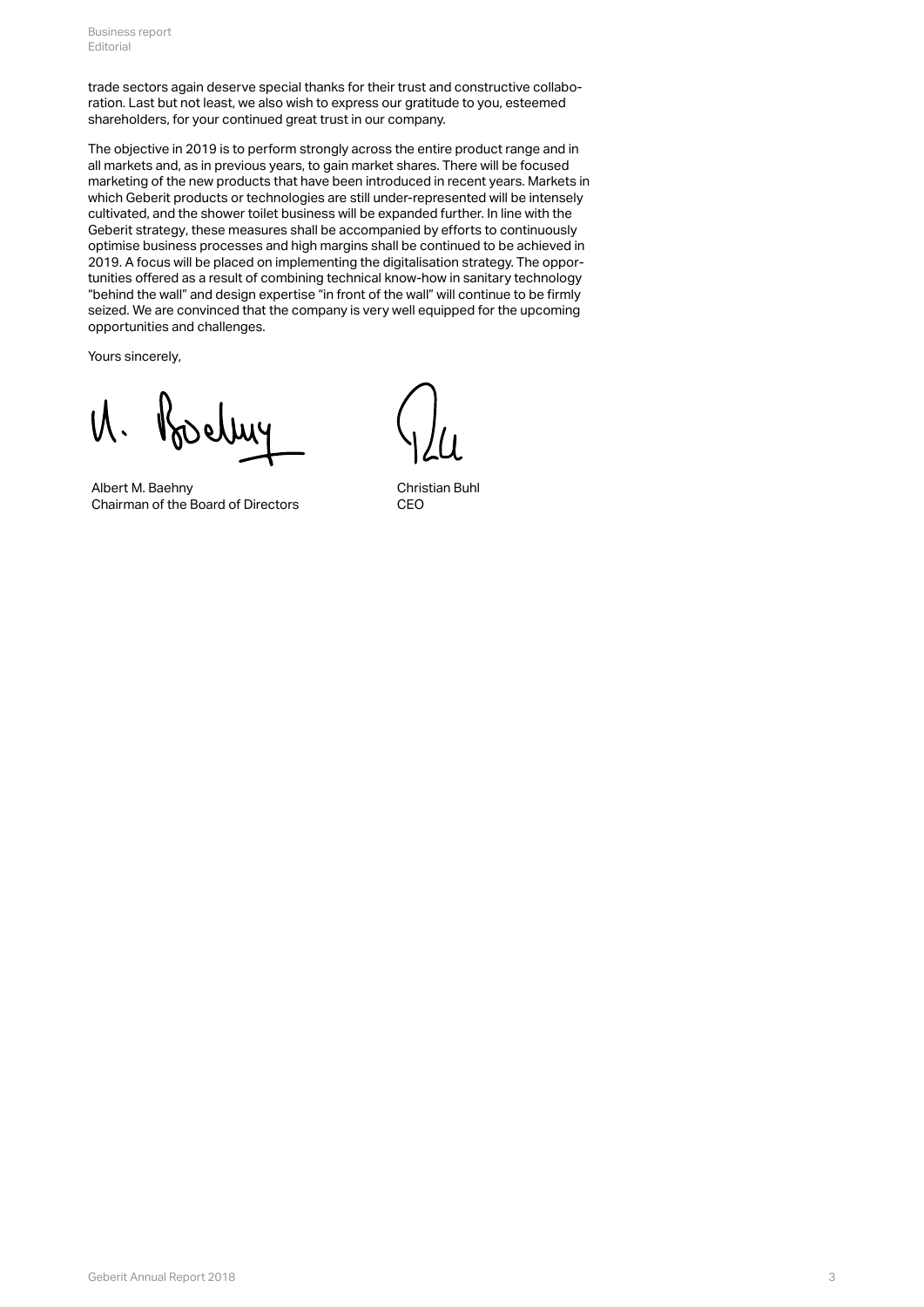trade sectors again deserve special thanks for their trust and constructive collaboration. Last but not least, we also wish to express our gratitude to you, esteemed shareholders, for your continued great trust in our company.

The objective in 2019 is to perform strongly across the entire product range and in all markets and, as in previous years, to gain market shares. There will be focused marketing of the new products that have been introduced in recent years. Markets in which Geberit products or technologies are still under-represented will be intensely cultivated, and the shower toilet business will be expanded further. In line with the Geberit strategy, these measures shall be accompanied by efforts to continuously optimise business processes and high margins shall be continued to be achieved in 2019. A focus will be placed on implementing the digitalisation strategy. The opportunities offered as a result of combining technical know-how in sanitary technology "behind the wall" and design expertise "in front of the wall" will continue to be firmly seized. We are convinced that the company is very well equipped for the upcoming opportunities and challenges.

Yours sincerely,

Albert M. Baehny
Chairman of the Board of Directors

Christian Buhl
CEO